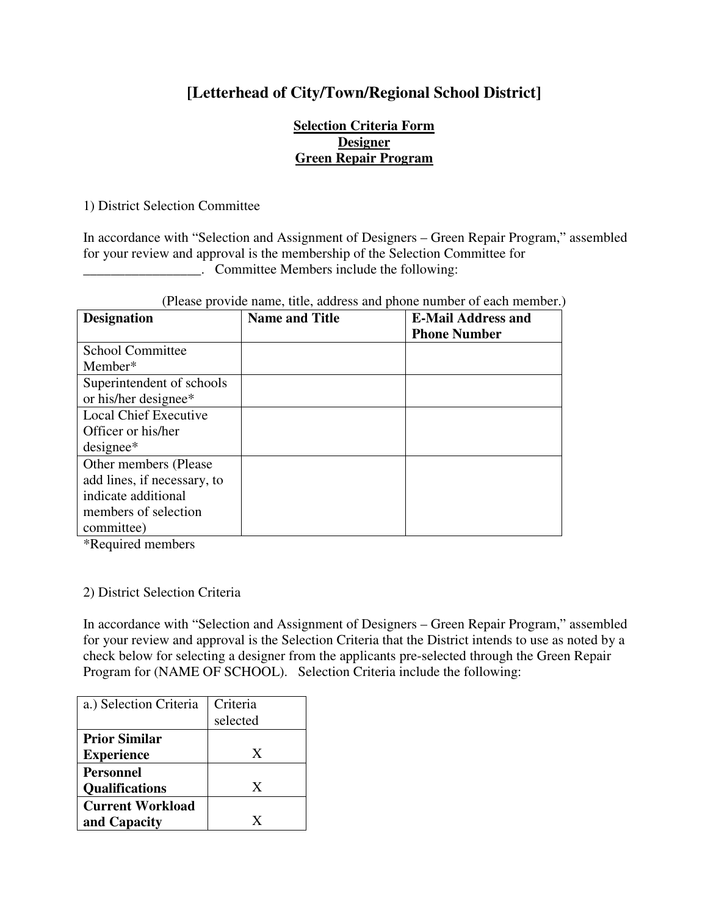# [Letterhead of City/Town/Regional School District]

**Selection Criteria Form**
**Designer**
**Green Repair Program**

1) District Selection Committee

In accordance with "Selection and Assignment of Designers – Green Repair Program," assembled for your review and approval is the membership of the Selection Committee for _________________. Committee Members include the following:

(Please provide name, title, address and phone number of each member.)

| Designation | Name and Title | E-Mail Address and Phone Number |
|---|---|---|
| School Committee Member* | | |
| Superintendent of schools or his/her designee* | | |
| Local Chief Executive Officer or his/her designee* | | |
| Other members (Please add lines, if necessary, to indicate additional members of selection committee) | | |

*Required members

2) District Selection Criteria

In accordance with "Selection and Assignment of Designers – Green Repair Program," assembled for your review and approval is the Selection Criteria that the District intends to use as noted by a check below for selecting a designer from the applicants pre-selected through the Green Repair Program for (NAME OF SCHOOL). Selection Criteria include the following:

| a.) Selection Criteria | Criteria selected |
|---|---|
| **Prior Similar Experience** | X |
| **Personnel Qualifications** | X |
| **Current Workload and Capacity** | X |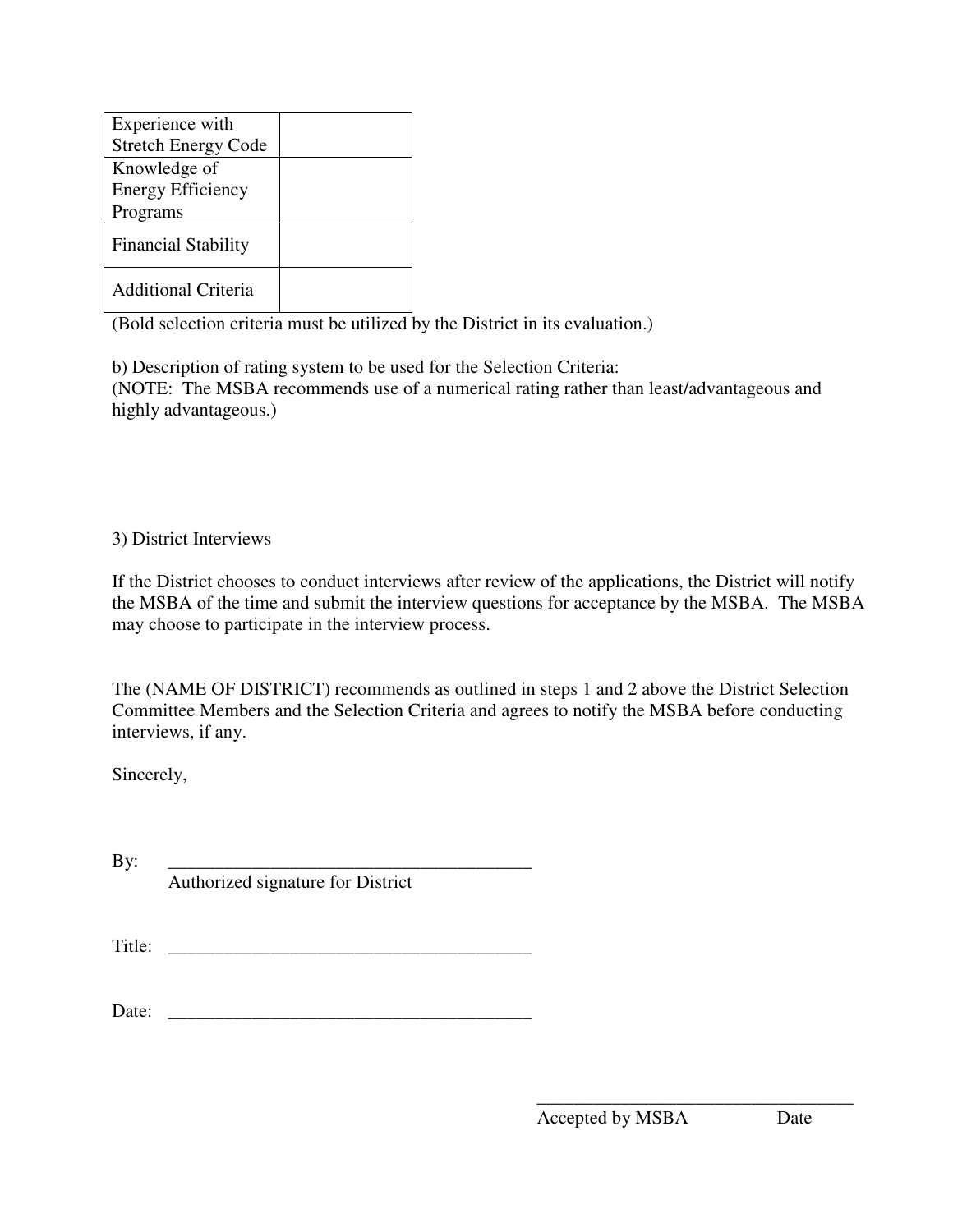| | |
|---|---|
| Experience with Stretch Energy Code | |
| Knowledge of Energy Efficiency Programs | |
| Financial Stability | |
| Additional Criteria | |

(Bold selection criteria must be utilized by the District in its evaluation.)

b) Description of rating system to be used for the Selection Criteria:
(NOTE: The MSBA recommends use of a numerical rating rather than least/advantageous and highly advantageous.)

3) District Interviews

If the District chooses to conduct interviews after review of the applications, the District will notify the MSBA of the time and submit the interview questions for acceptance by the MSBA. The MSBA may choose to participate in the interview process.

The (NAME OF DISTRICT) recommends as outlined in steps 1 and 2 above the District Selection Committee Members and the Selection Criteria and agrees to notify the MSBA before conducting interviews, if any.

Sincerely,

By: \_\_\_\_\_\_\_\_\_\_\_\_\_\_\_\_\_\_\_\_\_\_\_\_\_\_\_\_\_\_\_\_\_\_\_\_\_\_\_\_
Authorized signature for District

Title: \_\_\_\_\_\_\_\_\_\_\_\_\_\_\_\_\_\_\_\_\_\_\_\_\_\_\_\_\_\_\_\_\_\_\_\_\_\_\_\_

Date: \_\_\_\_\_\_\_\_\_\_\_\_\_\_\_\_\_\_\_\_\_\_\_\_\_\_\_\_\_\_\_\_\_\_\_\_\_\_\_\_

\_\_\_\_\_\_\_\_\_\_\_\_\_\_\_\_\_\_\_\_\_\_\_\_\_\_\_\_\_\_\_\_\_\_\_\_
Accepted by MSBA Date